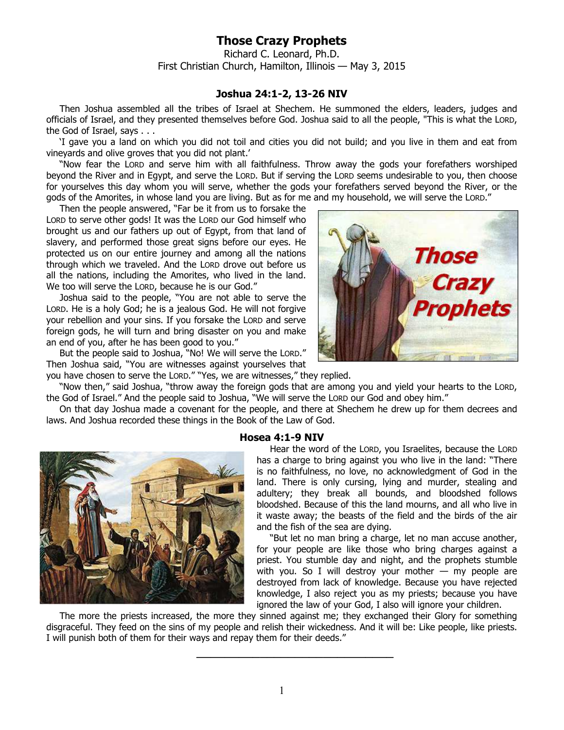# Those Crazy Prophets

Richard C. Leonard, Ph.D.
First Christian Church, Hamilton, Illinois — May 3, 2015

### Joshua 24:1-2, 13-26 NIV

Then Joshua assembled all the tribes of Israel at Shechem. He summoned the elders, leaders, judges and officials of Israel, and they presented themselves before God. Joshua said to all the people, "This is what the LORD, the God of Israel, says . . .

'I gave you a land on which you did not toil and cities you did not build; and you live in them and eat from vineyards and olive groves that you did not plant.'

"Now fear the LORD and serve him with all faithfulness. Throw away the gods your forefathers worshiped beyond the River and in Egypt, and serve the LORD. But if serving the LORD seems undesirable to you, then choose for yourselves this day whom you will serve, whether the gods your forefathers served beyond the River, or the gods of the Amorites, in whose land you are living. But as for me and my household, we will serve the LORD."

Then the people answered, "Far be it from us to forsake the LORD to serve other gods! It was the LORD our God himself who brought us and our fathers up out of Egypt, from that land of slavery, and performed those great signs before our eyes. He protected us on our entire journey and among all the nations through which we traveled. And the LORD drove out before us all the nations, including the Amorites, who lived in the land. We too will serve the LORD, because he is our God."

Joshua said to the people, "You are not able to serve the LORD. He is a holy God; he is a jealous God. He will not forgive your rebellion and your sins. If you forsake the LORD and serve foreign gods, he will turn and bring disaster on you and make an end of you, after he has been good to you."

But the people said to Joshua, "No! We will serve the LORD." Then Joshua said, "You are witnesses against yourselves that you have chosen to serve the LORD." "Yes, we are witnesses," they replied.

"Now then," said Joshua, "throw away the foreign gods that are among you and yield your hearts to the LORD, the God of Israel." And the people said to Joshua, "We will serve the LORD our God and obey him."

On that day Joshua made a covenant for the people, and there at Shechem he drew up for them decrees and laws. And Joshua recorded these things in the Book of the Law of God.

### Hosea 4:1-9 NIV

Hear the word of the LORD, you Israelites, because the LORD has a charge to bring against you who live in the land: "There is no faithfulness, no love, no acknowledgment of God in the land. There is only cursing, lying and murder, stealing and adultery; they break all bounds, and bloodshed follows bloodshed. Because of this the land mourns, and all who live in it waste away; the beasts of the field and the birds of the air and the fish of the sea are dying.

"But let no man bring a charge, let no man accuse another, for your people are like those who bring charges against a priest. You stumble day and night, and the prophets stumble with you. So I will destroy your mother — my people are destroyed from lack of knowledge. Because you have rejected knowledge, I also reject you as my priests; because you have ignored the law of your God, I also will ignore your children.

The more the priests increased, the more they sinned against me; they exchanged their Glory for something disgraceful. They feed on the sins of my people and relish their wickedness. And it will be: Like people, like priests. I will punish both of them for their ways and repay them for their deeds."

---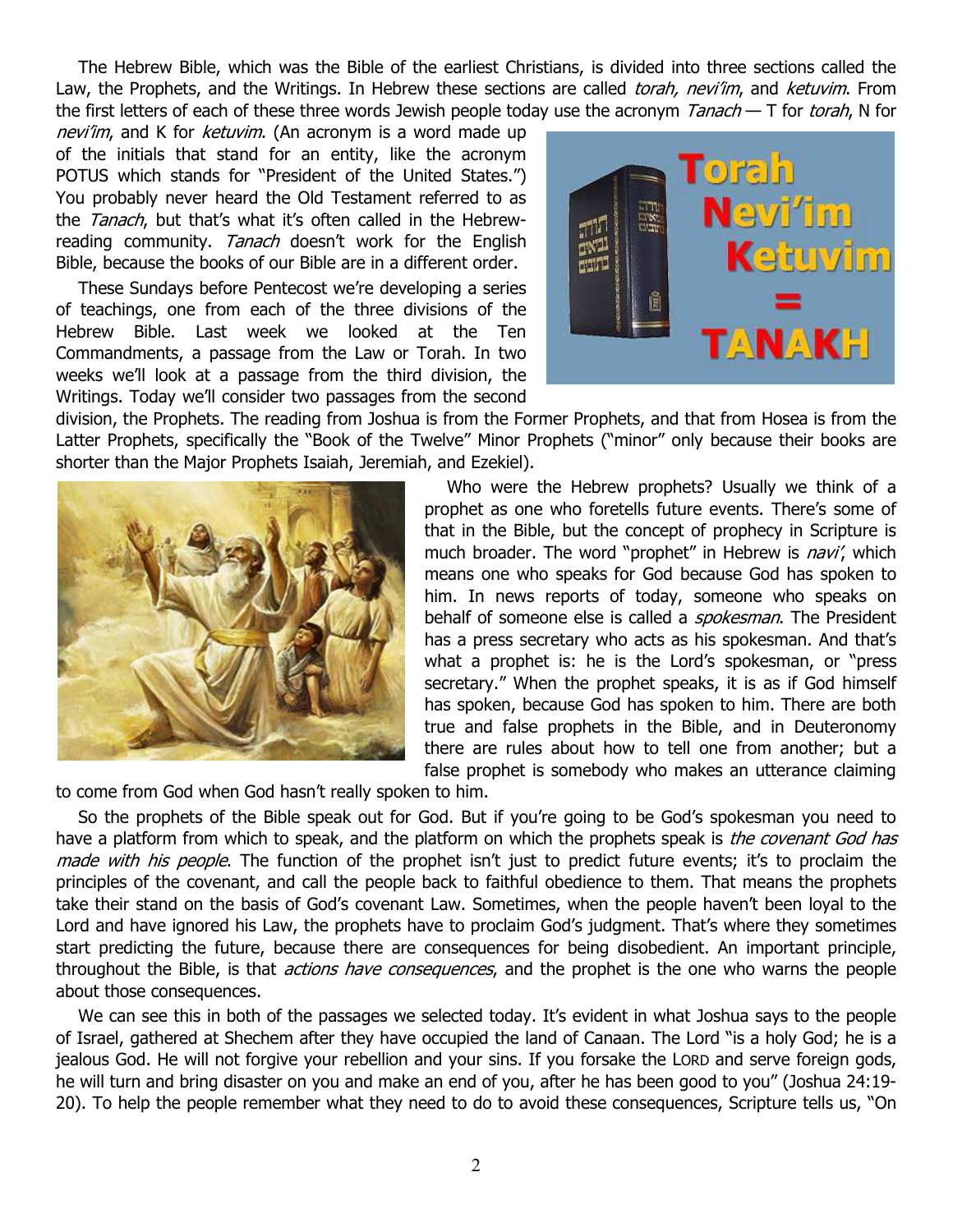The Hebrew Bible, which was the Bible of the earliest Christians, is divided into three sections called the Law, the Prophets, and the Writings. In Hebrew these sections are called *torah, nevi'im*, and *ketuvim*. From the first letters of each of these three words Jewish people today use the acronym *Tanach* — T for *torah*, N for *nevi'im*, and K for *ketuvim*. (An acronym is a word made up of the initials that stand for an entity, like the acronym POTUS which stands for "President of the United States.") You probably never heard the Old Testament referred to as the *Tanach*, but that's what it's often called in the Hebrew-reading community. *Tanach* doesn't work for the English Bible, because the books of our Bible are in a different order.

These Sundays before Pentecost we're developing a series of teachings, one from each of the three divisions of the Hebrew Bible. Last week we looked at the Ten Commandments, a passage from the Law or Torah. In two weeks we'll look at a passage from the third division, the Writings. Today we'll consider two passages from the second division, the Prophets. The reading from Joshua is from the Former Prophets, and that from Hosea is from the Latter Prophets, specifically the "Book of the Twelve" Minor Prophets ("minor" only because their books are shorter than the Major Prophets Isaiah, Jeremiah, and Ezekiel).

Who were the Hebrew prophets? Usually we think of a prophet as one who foretells future events. There's some of that in the Bible, but the concept of prophecy in Scripture is much broader. The word "prophet" in Hebrew is *navi'*, which means one who speaks for God because God has spoken to him. In news reports of today, someone who speaks on behalf of someone else is called a *spokesman*. The President has a press secretary who acts as his spokesman. And that's what a prophet is: he is the Lord's spokesman, or "press secretary." When the prophet speaks, it is as if God himself has spoken, because God has spoken to him. There are both true and false prophets in the Bible, and in Deuteronomy there are rules about how to tell one from another; but a false prophet is somebody who makes an utterance claiming to come from God when God hasn't really spoken to him.

So the prophets of the Bible speak out for God. But if you're going to be God's spokesman you need to have a platform from which to speak, and the platform on which the prophets speak is *the covenant God has made with his people*. The function of the prophet isn't just to predict future events; it's to proclaim the principles of the covenant, and call the people back to faithful obedience to them. That means the prophets take their stand on the basis of God's covenant Law. Sometimes, when the people haven't been loyal to the Lord and have ignored his Law, the prophets have to proclaim God's judgment. That's where they sometimes start predicting the future, because there are consequences for being disobedient. An important principle, throughout the Bible, is that *actions have consequences*, and the prophet is the one who warns the people about those consequences.

We can see this in both of the passages we selected today. It's evident in what Joshua says to the people of Israel, gathered at Shechem after they have occupied the land of Canaan. The Lord "is a holy God; he is a jealous God. He will not forgive your rebellion and your sins. If you forsake the LORD and serve foreign gods, he will turn and bring disaster on you and make an end of you, after he has been good to you" (Joshua 24:19-20). To help the people remember what they need to do to avoid these consequences, Scripture tells us, "On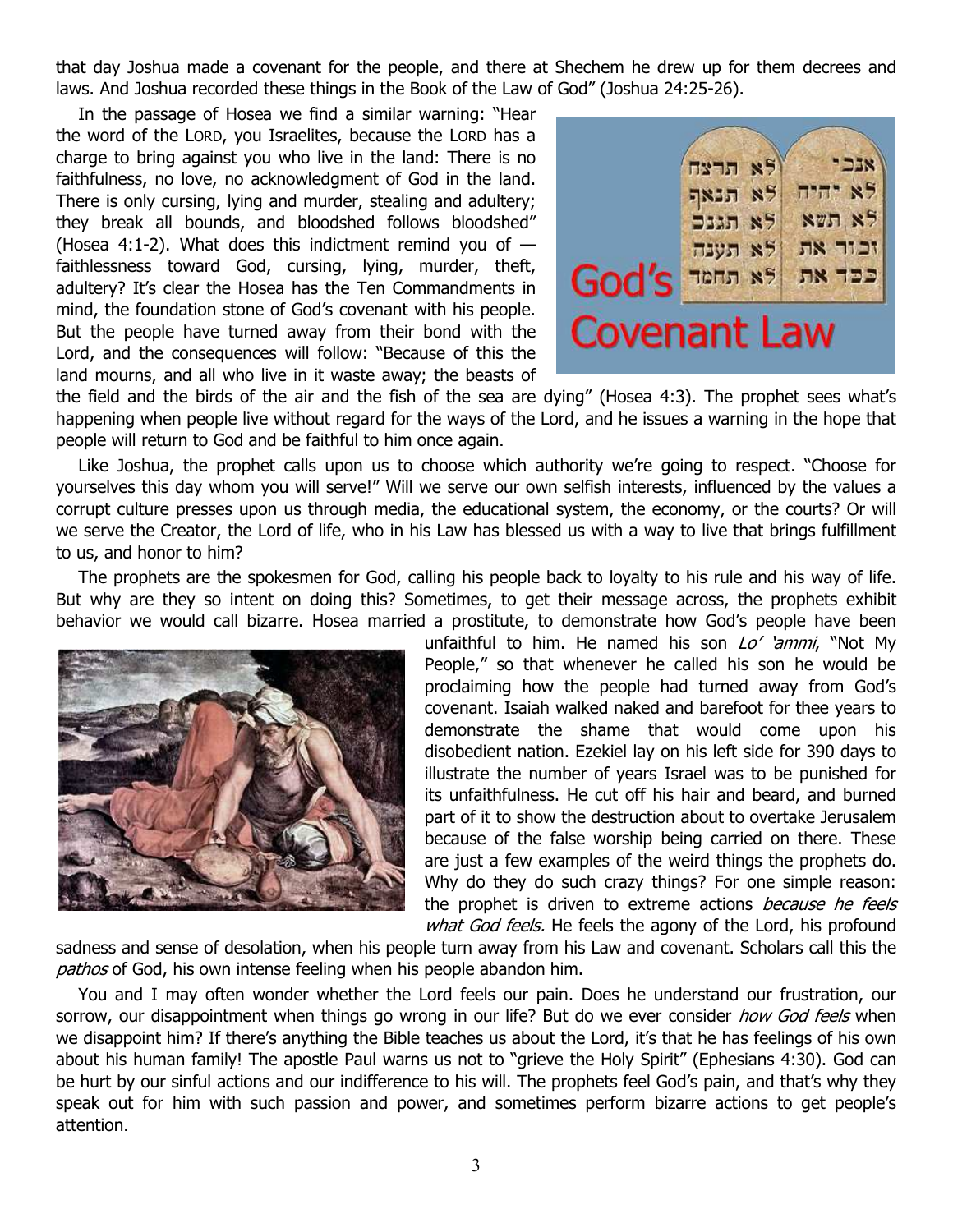that day Joshua made a covenant for the people, and there at Shechem he drew up for them decrees and laws. And Joshua recorded these things in the Book of the Law of God" (Joshua 24:25-26).

In the passage of Hosea we find a similar warning: "Hear the word of the LORD, you Israelites, because the LORD has a charge to bring against you who live in the land: There is no faithfulness, no love, no acknowledgment of God in the land. There is only cursing, lying and murder, stealing and adultery; they break all bounds, and bloodshed follows bloodshed" (Hosea 4:1-2). What does this indictment remind you of — faithlessness toward God, cursing, lying, murder, theft, adultery? It's clear the Hosea has the Ten Commandments in mind, the foundation stone of God's covenant with his people. But the people have turned away from their bond with the Lord, and the consequences will follow: "Because of this the land mourns, and all who live in it waste away; the beasts of the field and the birds of the air and the fish of the sea are dying" (Hosea 4:3). The prophet sees what's happening when people live without regard for the ways of the Lord, and he issues a warning in the hope that people will return to God and be faithful to him once again.

Like Joshua, the prophet calls upon us to choose which authority we're going to respect. "Choose for yourselves this day whom you will serve!" Will we serve our own selfish interests, influenced by the values a corrupt culture presses upon us through media, the educational system, the economy, or the courts? Or will we serve the Creator, the Lord of life, who in his Law has blessed us with a way to live that brings fulfillment to us, and honor to him?

The prophets are the spokesmen for God, calling his people back to loyalty to his rule and his way of life. But why are they so intent on doing this? Sometimes, to get their message across, the prophets exhibit behavior we would call bizarre. Hosea married a prostitute, to demonstrate how God's people have been unfaithful to him. He named his son *Lo' 'ammi*, "Not My People," so that whenever he called his son he would be proclaiming how the people had turned away from God's covenant. Isaiah walked naked and barefoot for thee years to demonstrate the shame that would come upon his disobedient nation. Ezekiel lay on his left side for 390 days to illustrate the number of years Israel was to be punished for its unfaithfulness. He cut off his hair and beard, and burned part of it to show the destruction about to overtake Jerusalem because of the false worship being carried on there. These are just a few examples of the weird things the prophets do. Why do they do such crazy things? For one simple reason: the prophet is driven to extreme actions *because he feels what God feels.* He feels the agony of the Lord, his profound sadness and sense of desolation, when his people turn away from his Law and covenant. Scholars call this the *pathos* of God, his own intense feeling when his people abandon him.

You and I may often wonder whether the Lord feels our pain. Does he understand our frustration, our sorrow, our disappointment when things go wrong in our life? But do we ever consider *how God feels* when we disappoint him? If there's anything the Bible teaches us about the Lord, it's that he has feelings of his own about his human family! The apostle Paul warns us not to "grieve the Holy Spirit" (Ephesians 4:30). God can be hurt by our sinful actions and our indifference to his will. The prophets feel God's pain, and that's why they speak out for him with such passion and power, and sometimes perform bizarre actions to get people's attention.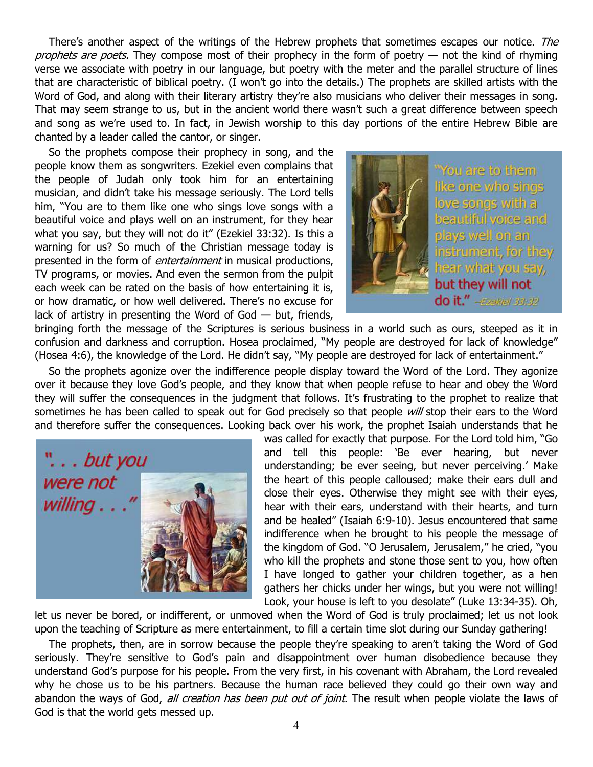There's another aspect of the writings of the Hebrew prophets that sometimes escapes our notice. *The prophets are poets.* They compose most of their prophecy in the form of poetry — not the kind of rhyming verse we associate with poetry in our language, but poetry with the meter and the parallel structure of lines that are characteristic of biblical poetry. (I won't go into the details.) The prophets are skilled artists with the Word of God, and along with their literary artistry they're also musicians who deliver their messages in song. That may seem strange to us, but in the ancient world there wasn't such a great difference between speech and song as we're used to. In fact, in Jewish worship to this day portions of the entire Hebrew Bible are chanted by a leader called the cantor, or singer.

So the prophets compose their prophecy in song, and the people know them as songwriters. Ezekiel even complains that the people of Judah only took him for an entertaining musician, and didn't take his message seriously. The Lord tells him, "You are to them like one who sings love songs with a beautiful voice and plays well on an instrument, for they hear what you say, but they will not do it" (Ezekiel 33:32). Is this a warning for us? So much of the Christian message today is presented in the form of *entertainment* in musical productions, TV programs, or movies. And even the sermon from the pulpit each week can be rated on the basis of how entertaining it is, or how dramatic, or how well delivered. There's no excuse for lack of artistry in presenting the Word of God — but, friends, bringing forth the message of the Scriptures is serious business in a world such as ours, steeped as it in confusion and darkness and corruption. Hosea proclaimed, "My people are destroyed for lack of knowledge" (Hosea 4:6), the knowledge of the Lord. He didn't say, "My people are destroyed for lack of entertainment."

"You are to them like one who sings love songs with a beautiful voice and plays well on an instrument, for they hear what you say, but they will not do it." —Ezekiel 33:32

So the prophets agonize over the indifference people display toward the Word of the Lord. They agonize over it because they love God's people, and they know that when people refuse to hear and obey the Word they will suffer the consequences in the judgment that follows. It's frustrating to the prophet to realize that sometimes he has been called to speak out for God precisely so that people *will* stop their ears to the Word and therefore suffer the consequences. Looking back over his work, the prophet Isaiah understands that he was called for exactly that purpose. For the Lord told him, "Go and tell this people: 'Be ever hearing, but never understanding; be ever seeing, but never perceiving.' Make the heart of this people calloused; make their ears dull and close their eyes. Otherwise they might see with their eyes, hear with their ears, understand with their hearts, and turn and be healed" (Isaiah 6:9-10). Jesus encountered that same indifference when he brought to his people the message of the kingdom of God. "O Jerusalem, Jerusalem," he cried, "you who kill the prophets and stone those sent to you, how often I have longed to gather your children together, as a hen gathers her chicks under her wings, but you were not willing! Look, your house is left to you desolate" (Luke 13:34-35). Oh, let us never be bored, or indifferent, or unmoved when the Word of God is truly proclaimed; let us not look upon the teaching of Scripture as mere entertainment, to fill a certain time slot during our Sunday gathering!

". . . but you were not willing . . ."

The prophets, then, are in sorrow because the people they're speaking to aren't taking the Word of God seriously. They're sensitive to God's pain and disappointment over human disobedience because they understand God's purpose for his people. From the very first, in his covenant with Abraham, the Lord revealed why he chose us to be his partners. Because the human race believed they could go their own way and abandon the ways of God, *all creation has been put out of joint*. The result when people violate the laws of God is that the world gets messed up.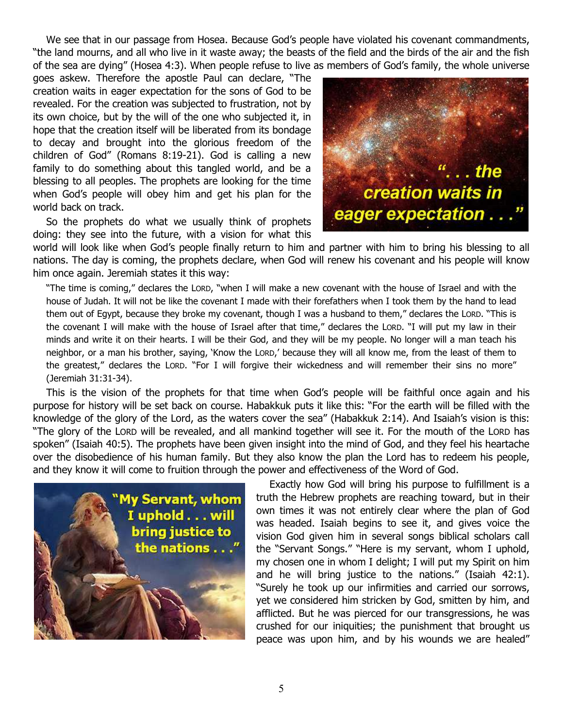We see that in our passage from Hosea. Because God's people have violated his covenant commandments, "the land mourns, and all who live in it waste away; the beasts of the field and the birds of the air and the fish of the sea are dying" (Hosea 4:3). When people refuse to live as members of God's family, the whole universe goes askew. Therefore the apostle Paul can declare, "The creation waits in eager expectation for the sons of God to be revealed. For the creation was subjected to frustration, not by its own choice, but by the will of the one who subjected it, in hope that the creation itself will be liberated from its bondage to decay and brought into the glorious freedom of the children of God" (Romans 8:19-21). God is calling a new family to do something about this tangled world, and be a blessing to all peoples. The prophets are looking for the time when God's people will obey him and get his plan for the world back on track.

So the prophets do what we usually think of prophets doing: they see into the future, with a vision for what this world will look like when God's people finally return to him and partner with him to bring his blessing to all nations. The day is coming, the prophets declare, when God will renew his covenant and his people will know him once again. Jeremiah states it this way:

> "The time is coming," declares the LORD, "when I will make a new covenant with the house of Israel and with the house of Judah. It will not be like the covenant I made with their forefathers when I took them by the hand to lead them out of Egypt, because they broke my covenant, though I was a husband to them," declares the LORD. "This is the covenant I will make with the house of Israel after that time," declares the LORD. "I will put my law in their minds and write it on their hearts. I will be their God, and they will be my people. No longer will a man teach his neighbor, or a man his brother, saying, 'Know the LORD,' because they will all know me, from the least of them to the greatest," declares the LORD. "For I will forgive their wickedness and will remember their sins no more" (Jeremiah 31:31-34).

This is the vision of the prophets for that time when God's people will be faithful once again and his purpose for history will be set back on course. Habakkuk puts it like this: "For the earth will be filled with the knowledge of the glory of the Lord, as the waters cover the sea" (Habakkuk 2:14). And Isaiah's vision is this: "The glory of the LORD will be revealed, and all mankind together will see it. For the mouth of the LORD has spoken" (Isaiah 40:5). The prophets have been given insight into the mind of God, and they feel his heartache over the disobedience of his human family. But they also know the plan the Lord has to redeem his people, and they know it will come to fruition through the power and effectiveness of the Word of God.

Exactly how God will bring his purpose to fulfillment is a truth the Hebrew prophets are reaching toward, but in their own times it was not entirely clear where the plan of God was headed. Isaiah begins to see it, and gives voice the vision God given him in several songs biblical scholars call the "Servant Songs." "Here is my servant, whom I uphold, my chosen one in whom I delight; I will put my Spirit on him and he will bring justice to the nations." (Isaiah 42:1). "Surely he took up our infirmities and carried our sorrows, yet we considered him stricken by God, smitten by him, and afflicted. But he was pierced for our transgressions, he was crushed for our iniquities; the punishment that brought us peace was upon him, and by his wounds we are healed"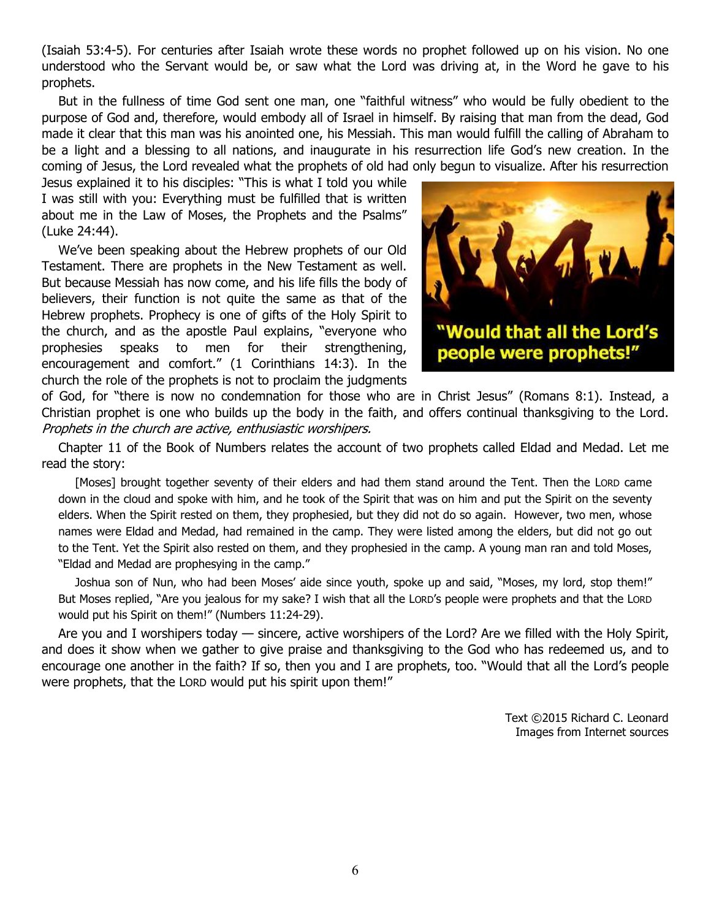(Isaiah 53:4-5). For centuries after Isaiah wrote these words no prophet followed up on his vision. No one understood who the Servant would be, or saw what the Lord was driving at, in the Word he gave to his prophets.

But in the fullness of time God sent one man, one "faithful witness" who would be fully obedient to the purpose of God and, therefore, would embody all of Israel in himself. By raising that man from the dead, God made it clear that this man was his anointed one, his Messiah. This man would fulfill the calling of Abraham to be a light and a blessing to all nations, and inaugurate in his resurrection life God's new creation. In the coming of Jesus, the Lord revealed what the prophets of old had only begun to visualize. After his resurrection Jesus explained it to his disciples: "This is what I told you while I was still with you: Everything must be fulfilled that is written about me in the Law of Moses, the Prophets and the Psalms" (Luke 24:44).

"Would that all the Lord's people were prophets!"

We've been speaking about the Hebrew prophets of our Old Testament. There are prophets in the New Testament as well. But because Messiah has now come, and his life fills the body of believers, their function is not quite the same as that of the Hebrew prophets. Prophecy is one of gifts of the Holy Spirit to the church, and as the apostle Paul explains, "everyone who prophesies speaks to men for their strengthening, encouragement and comfort." (1 Corinthians 14:3). In the church the role of the prophets is not to proclaim the judgments of God, for "there is now no condemnation for those who are in Christ Jesus" (Romans 8:1). Instead, a Christian prophet is one who builds up the body in the faith, and offers continual thanksgiving to the Lord. *Prophets in the church are active, enthusiastic worshipers.*

Chapter 11 of the Book of Numbers relates the account of two prophets called Eldad and Medad. Let me read the story:

> [Moses] brought together seventy of their elders and had them stand around the Tent. Then the LORD came down in the cloud and spoke with him, and he took of the Spirit that was on him and put the Spirit on the seventy elders. When the Spirit rested on them, they prophesied, but they did not do so again. However, two men, whose names were Eldad and Medad, had remained in the camp. They were listed among the elders, but did not go out to the Tent. Yet the Spirit also rested on them, and they prophesied in the camp. A young man ran and told Moses, "Eldad and Medad are prophesying in the camp."
>
> Joshua son of Nun, who had been Moses' aide since youth, spoke up and said, "Moses, my lord, stop them!" But Moses replied, "Are you jealous for my sake? I wish that all the LORD's people were prophets and that the LORD would put his Spirit on them!" (Numbers 11:24-29).

Are you and I worshipers today — sincere, active worshipers of the Lord? Are we filled with the Holy Spirit, and does it show when we gather to give praise and thanksgiving to the God who has redeemed us, and to encourage one another in the faith? If so, then you and I are prophets, too. "Would that all the Lord's people were prophets, that the LORD would put his spirit upon them!"

Text ©2015 Richard C. Leonard
Images from Internet sources